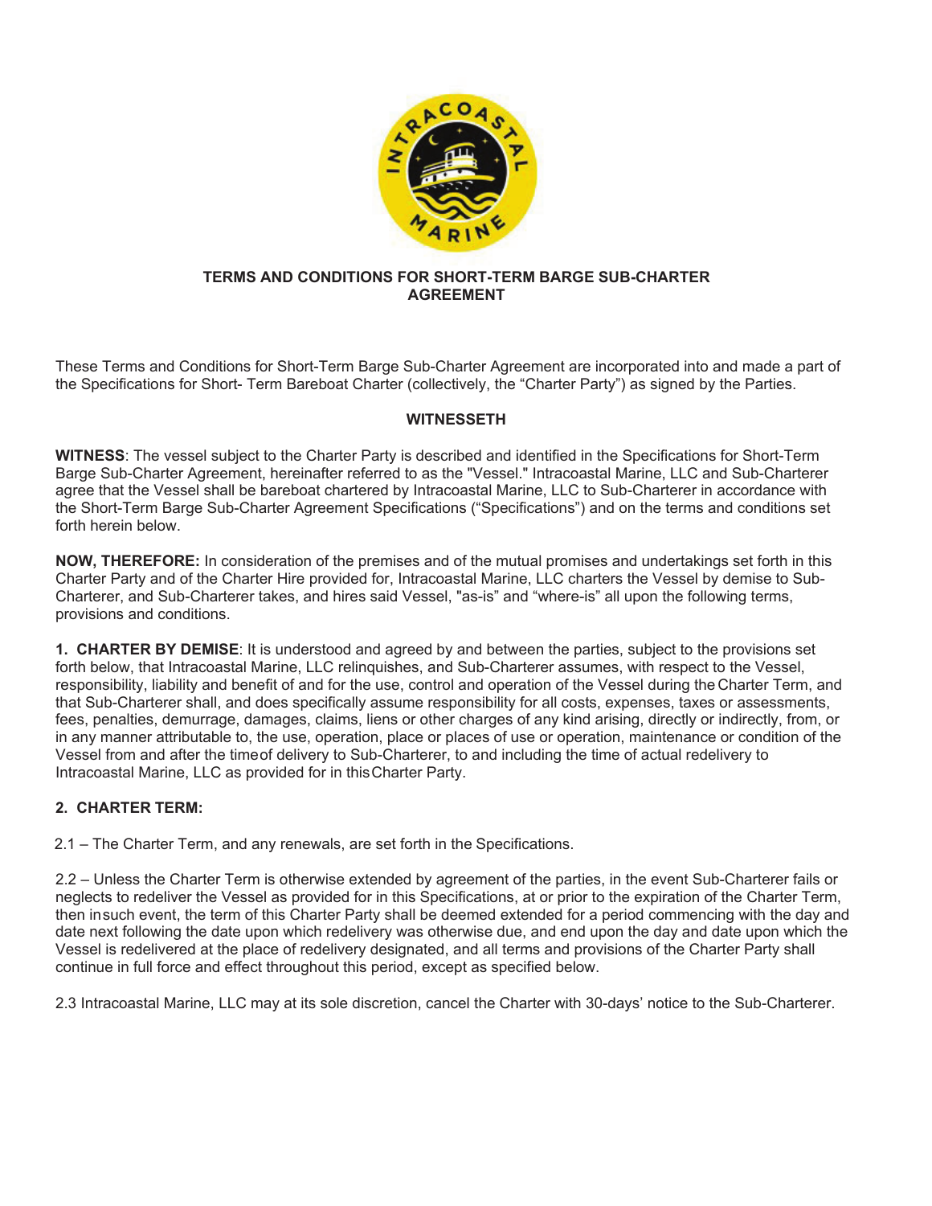# TERMS AND CONDITIONS FOR SHORT-TERM BARGE SUB-CHARTER AGREEMENT

These Terms and Conditions for Short-Term Barge Sub-Charter Agreement are incorporated into and made a part of the Specifications for Short- Term Bareboat Charter (collectively, the "Charter Party") as signed by the Parties.

**WITNESSETH**

**WITNESS**: The vessel subject to the Charter Party is described and identified in the Specifications for Short-Term Barge Sub-Charter Agreement, hereinafter referred to as the "Vessel." Intracoastal Marine, LLC and Sub-Charterer agree that the Vessel shall be bareboat chartered by Intracoastal Marine, LLC to Sub-Charterer in accordance with the Short-Term Barge Sub-Charter Agreement Specifications ("Specifications") and on the terms and conditions set forth herein below.

**NOW, THEREFORE:** In consideration of the premises and of the mutual promises and undertakings set forth in this Charter Party and of the Charter Hire provided for, Intracoastal Marine, LLC charters the Vessel by demise to Sub-Charterer, and Sub-Charterer takes, and hires said Vessel, "as-is" and "where-is" all upon the following terms, provisions and conditions.

**1. CHARTER BY DEMISE**: It is understood and agreed by and between the parties, subject to the provisions set forth below, that Intracoastal Marine, LLC relinquishes, and Sub-Charterer assumes, with respect to the Vessel, responsibility, liability and benefit of and for the use, control and operation of the Vessel during the Charter Term, and that Sub-Charterer shall, and does specifically assume responsibility for all costs, expenses, taxes or assessments, fees, penalties, demurrage, damages, claims, liens or other charges of any kind arising, directly or indirectly, from, or in any manner attributable to, the use, operation, place or places of use or operation, maintenance or condition of the Vessel from and after the time of delivery to Sub-Charterer, to and including the time of actual redelivery to Intracoastal Marine, LLC as provided for in this Charter Party.

**2. CHARTER TERM:**

2.1 – The Charter Term, and any renewals, are set forth in the Specifications.

2.2 – Unless the Charter Term is otherwise extended by agreement of the parties, in the event Sub-Charterer fails or neglects to redeliver the Vessel as provided for in this Specifications, at or prior to the expiration of the Charter Term, then in such event, the term of this Charter Party shall be deemed extended for a period commencing with the day and date next following the date upon which redelivery was otherwise due, and end upon the day and date upon which the Vessel is redelivered at the place of redelivery designated, and all terms and provisions of the Charter Party shall continue in full force and effect throughout this period, except as specified below.

2.3 Intracoastal Marine, LLC may at its sole discretion, cancel the Charter with 30-days' notice to the Sub-Charterer.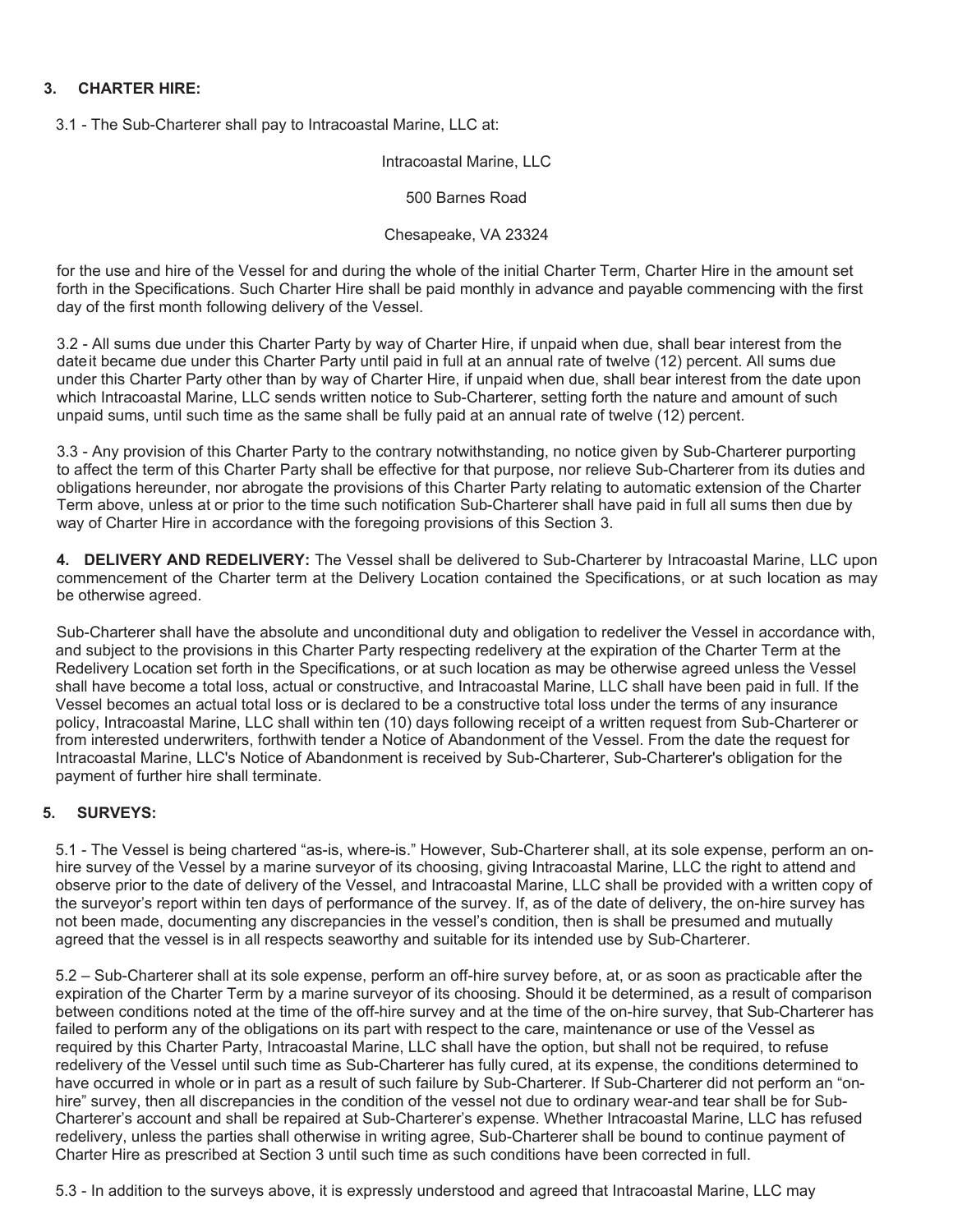## 3. CHARTER HIRE:

3.1 - The Sub-Charterer shall pay to Intracoastal Marine, LLC at:

Intracoastal Marine, LLC

500 Barnes Road

Chesapeake, VA 23324

for the use and hire of the Vessel for and during the whole of the initial Charter Term, Charter Hire in the amount set forth in the Specifications. Such Charter Hire shall be paid monthly in advance and payable commencing with the first day of the first month following delivery of the Vessel.

3.2 - All sums due under this Charter Party by way of Charter Hire, if unpaid when due, shall bear interest from the date it became due under this Charter Party until paid in full at an annual rate of twelve (12) percent. All sums due under this Charter Party other than by way of Charter Hire, if unpaid when due, shall bear interest from the date upon which Intracoastal Marine, LLC sends written notice to Sub-Charterer, setting forth the nature and amount of such unpaid sums, until such time as the same shall be fully paid at an annual rate of twelve (12) percent.

3.3 - Any provision of this Charter Party to the contrary notwithstanding, no notice given by Sub-Charterer purporting to affect the term of this Charter Party shall be effective for that purpose, nor relieve Sub-Charterer from its duties and obligations hereunder, nor abrogate the provisions of this Charter Party relating to automatic extension of the Charter Term above, unless at or prior to the time such notification Sub-Charterer shall have paid in full all sums then due by way of Charter Hire in accordance with the foregoing provisions of this Section 3.

**4. DELIVERY AND REDELIVERY:** The Vessel shall be delivered to Sub-Charterer by Intracoastal Marine, LLC upon commencement of the Charter term at the Delivery Location contained the Specifications, or at such location as may be otherwise agreed.

Sub-Charterer shall have the absolute and unconditional duty and obligation to redeliver the Vessel in accordance with, and subject to the provisions in this Charter Party respecting redelivery at the expiration of the Charter Term at the Redelivery Location set forth in the Specifications, or at such location as may be otherwise agreed unless the Vessel shall have become a total loss, actual or constructive, and Intracoastal Marine, LLC shall have been paid in full. If the Vessel becomes an actual total loss or is declared to be a constructive total loss under the terms of any insurance policy, Intracoastal Marine, LLC shall within ten (10) days following receipt of a written request from Sub-Charterer or from interested underwriters, forthwith tender a Notice of Abandonment of the Vessel. From the date the request for Intracoastal Marine, LLC's Notice of Abandonment is received by Sub-Charterer, Sub-Charterer's obligation for the payment of further hire shall terminate.

## 5. SURVEYS:

5.1 - The Vessel is being chartered "as-is, where-is." However, Sub-Charterer shall, at its sole expense, perform an on-hire survey of the Vessel by a marine surveyor of its choosing, giving Intracoastal Marine, LLC the right to attend and observe prior to the date of delivery of the Vessel, and Intracoastal Marine, LLC shall be provided with a written copy of the surveyor's report within ten days of performance of the survey. If, as of the date of delivery, the on-hire survey has not been made, documenting any discrepancies in the vessel's condition, then is shall be presumed and mutually agreed that the vessel is in all respects seaworthy and suitable for its intended use by Sub-Charterer.

5.2 – Sub-Charterer shall at its sole expense, perform an off-hire survey before, at, or as soon as practicable after the expiration of the Charter Term by a marine surveyor of its choosing. Should it be determined, as a result of comparison between conditions noted at the time of the off-hire survey and at the time of the on-hire survey, that Sub-Charterer has failed to perform any of the obligations on its part with respect to the care, maintenance or use of the Vessel as required by this Charter Party, Intracoastal Marine, LLC shall have the option, but shall not be required, to refuse redelivery of the Vessel until such time as Sub-Charterer has fully cured, at its expense, the conditions determined to have occurred in whole or in part as a result of such failure by Sub-Charterer. If Sub-Charterer did not perform an "on-hire" survey, then all discrepancies in the condition of the vessel not due to ordinary wear-and tear shall be for Sub-Charterer's account and shall be repaired at Sub-Charterer's expense. Whether Intracoastal Marine, LLC has refused redelivery, unless the parties shall otherwise in writing agree, Sub-Charterer shall be bound to continue payment of Charter Hire as prescribed at Section 3 until such time as such conditions have been corrected in full.

5.3 - In addition to the surveys above, it is expressly understood and agreed that Intracoastal Marine, LLC may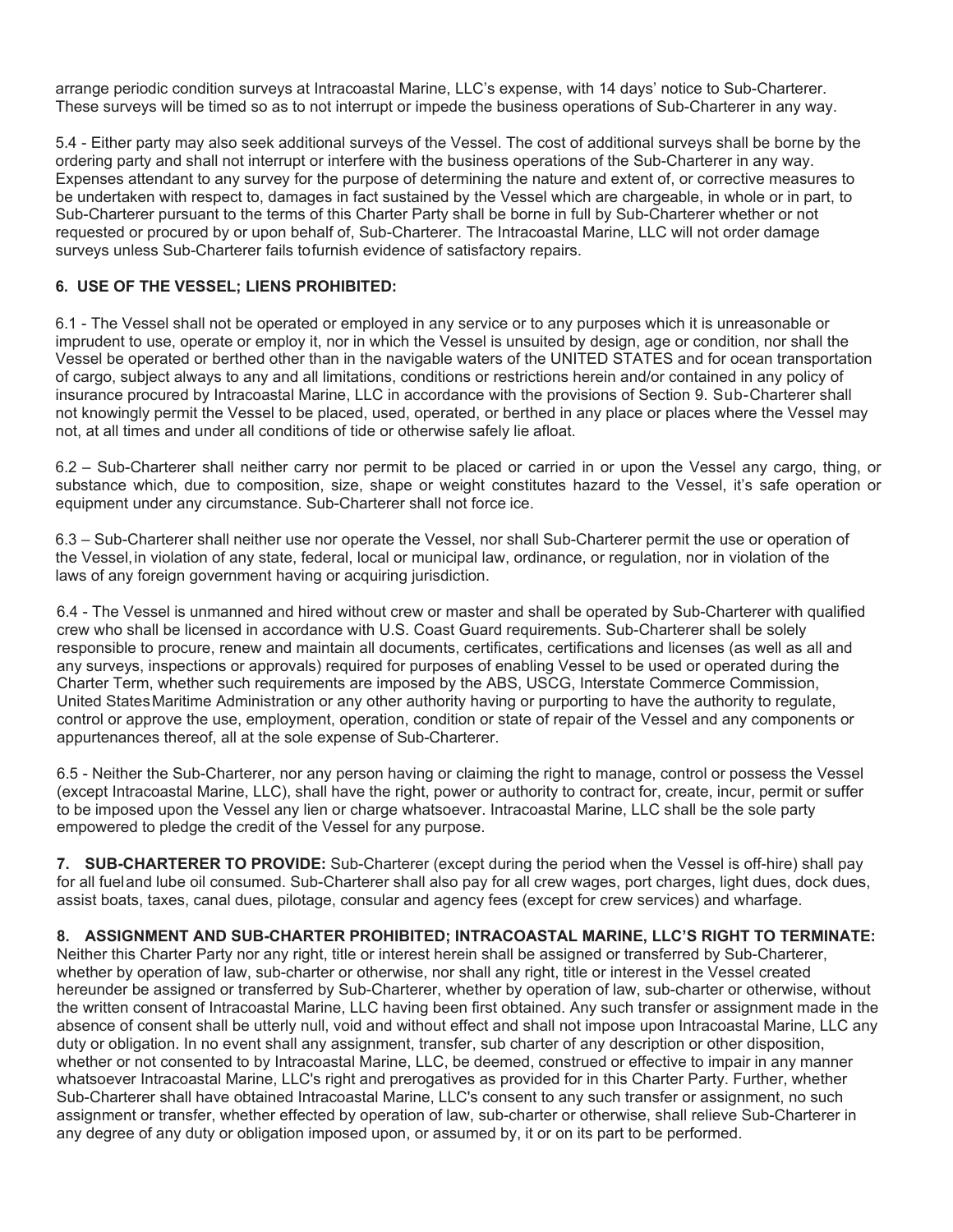arrange periodic condition surveys at Intracoastal Marine, LLC's expense, with 14 days' notice to Sub-Charterer. These surveys will be timed so as to not interrupt or impede the business operations of Sub-Charterer in any way.

5.4 - Either party may also seek additional surveys of the Vessel. The cost of additional surveys shall be borne by the ordering party and shall not interrupt or interfere with the business operations of the Sub-Charterer in any way. Expenses attendant to any survey for the purpose of determining the nature and extent of, or corrective measures to be undertaken with respect to, damages in fact sustained by the Vessel which are chargeable, in whole or in part, to Sub-Charterer pursuant to the terms of this Charter Party shall be borne in full by Sub-Charterer whether or not requested or procured by or upon behalf of, Sub-Charterer. The Intracoastal Marine, LLC will not order damage surveys unless Sub-Charterer fails tofurnish evidence of satisfactory repairs.

**6. USE OF THE VESSEL; LIENS PROHIBITED:**

6.1 - The Vessel shall not be operated or employed in any service or to any purposes which it is unreasonable or imprudent to use, operate or employ it, nor in which the Vessel is unsuited by design, age or condition, nor shall the Vessel be operated or berthed other than in the navigable waters of the UNITED STATES and for ocean transportation of cargo, subject always to any and all limitations, conditions or restrictions herein and/or contained in any policy of insurance procured by Intracoastal Marine, LLC in accordance with the provisions of Section 9. Sub-Charterer shall not knowingly permit the Vessel to be placed, used, operated, or berthed in any place or places where the Vessel may not, at all times and under all conditions of tide or otherwise safely lie afloat.

6.2 – Sub-Charterer shall neither carry nor permit to be placed or carried in or upon the Vessel any cargo, thing, or substance which, due to composition, size, shape or weight constitutes hazard to the Vessel, it's safe operation or equipment under any circumstance. Sub-Charterer shall not force ice.

6.3 – Sub-Charterer shall neither use nor operate the Vessel, nor shall Sub-Charterer permit the use or operation of the Vessel, in violation of any state, federal, local or municipal law, ordinance, or regulation, nor in violation of the laws of any foreign government having or acquiring jurisdiction.

6.4 - The Vessel is unmanned and hired without crew or master and shall be operated by Sub-Charterer with qualified crew who shall be licensed in accordance with U.S. Coast Guard requirements. Sub-Charterer shall be solely responsible to procure, renew and maintain all documents, certificates, certifications and licenses (as well as all and any surveys, inspections or approvals) required for purposes of enabling Vessel to be used or operated during the Charter Term, whether such requirements are imposed by the ABS, USCG, Interstate Commerce Commission, United States Maritime Administration or any other authority having or purporting to have the authority to regulate, control or approve the use, employment, operation, condition or state of repair of the Vessel and any components or appurtenances thereof, all at the sole expense of Sub-Charterer.

6.5 - Neither the Sub-Charterer, nor any person having or claiming the right to manage, control or possess the Vessel (except Intracoastal Marine, LLC), shall have the right, power or authority to contract for, create, incur, permit or suffer to be imposed upon the Vessel any lien or charge whatsoever. Intracoastal Marine, LLC shall be the sole party empowered to pledge the credit of the Vessel for any purpose.

**7. SUB-CHARTERER TO PROVIDE:** Sub-Charterer (except during the period when the Vessel is off-hire) shall pay for all fuel and lube oil consumed. Sub-Charterer shall also pay for all crew wages, port charges, light dues, dock dues, assist boats, taxes, canal dues, pilotage, consular and agency fees (except for crew services) and wharfage.

**8. ASSIGNMENT AND SUB-CHARTER PROHIBITED; INTRACOASTAL MARINE, LLC'S RIGHT TO TERMINATE:** Neither this Charter Party nor any right, title or interest herein shall be assigned or transferred by Sub-Charterer, whether by operation of law, sub-charter or otherwise, nor shall any right, title or interest in the Vessel created hereunder be assigned or transferred by Sub-Charterer, whether by operation of law, sub-charter or otherwise, without the written consent of Intracoastal Marine, LLC having been first obtained. Any such transfer or assignment made in the absence of consent shall be utterly null, void and without effect and shall not impose upon Intracoastal Marine, LLC any duty or obligation. In no event shall any assignment, transfer, sub charter of any description or other disposition, whether or not consented to by Intracoastal Marine, LLC, be deemed, construed or effective to impair in any manner whatsoever Intracoastal Marine, LLC's right and prerogatives as provided for in this Charter Party. Further, whether Sub-Charterer shall have obtained Intracoastal Marine, LLC's consent to any such transfer or assignment, no such assignment or transfer, whether effected by operation of law, sub-charter or otherwise, shall relieve Sub-Charterer in any degree of any duty or obligation imposed upon, or assumed by, it or on its part to be performed.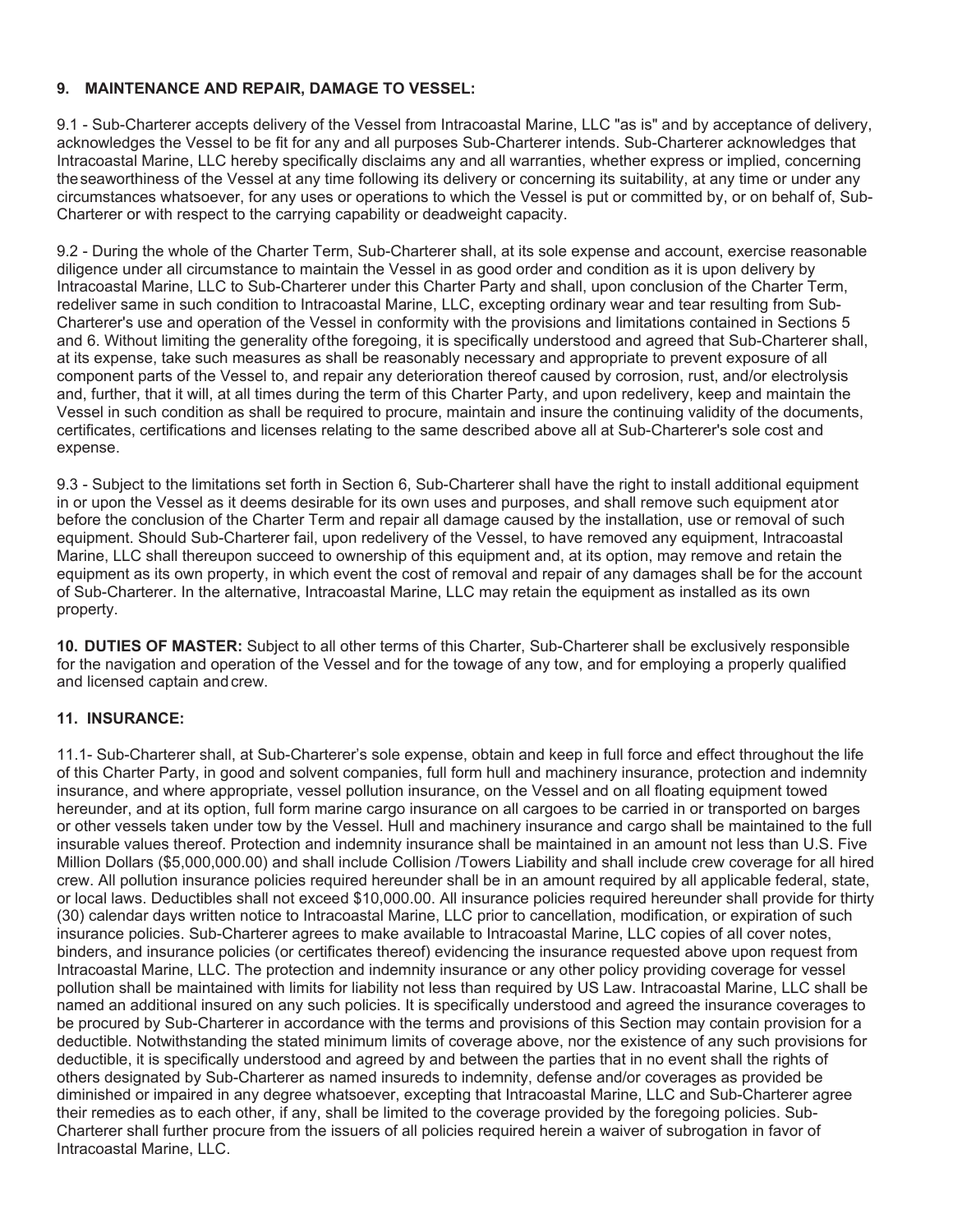**9. MAINTENANCE AND REPAIR, DAMAGE TO VESSEL:**

9.1 - Sub-Charterer accepts delivery of the Vessel from Intracoastal Marine, LLC "as is" and by acceptance of delivery, acknowledges the Vessel to be fit for any and all purposes Sub-Charterer intends. Sub-Charterer acknowledges that Intracoastal Marine, LLC hereby specifically disclaims any and all warranties, whether express or implied, concerning theseaworthiness of the Vessel at any time following its delivery or concerning its suitability, at any time or under any circumstances whatsoever, for any uses or operations to which the Vessel is put or committed by, or on behalf of, Sub-Charterer or with respect to the carrying capability or deadweight capacity.

9.2 - During the whole of the Charter Term, Sub-Charterer shall, at its sole expense and account, exercise reasonable diligence under all circumstance to maintain the Vessel in as good order and condition as it is upon delivery by Intracoastal Marine, LLC to Sub-Charterer under this Charter Party and shall, upon conclusion of the Charter Term, redeliver same in such condition to Intracoastal Marine, LLC, excepting ordinary wear and tear resulting from Sub-Charterer's use and operation of the Vessel in conformity with the provisions and limitations contained in Sections 5 and 6. Without limiting the generality ofthe foregoing, it is specifically understood and agreed that Sub-Charterer shall, at its expense, take such measures as shall be reasonably necessary and appropriate to prevent exposure of all component parts of the Vessel to, and repair any deterioration thereof caused by corrosion, rust, and/or electrolysis and, further, that it will, at all times during the term of this Charter Party, and upon redelivery, keep and maintain the Vessel in such condition as shall be required to procure, maintain and insure the continuing validity of the documents, certificates, certifications and licenses relating to the same described above all at Sub-Charterer's sole cost and expense.

9.3 - Subject to the limitations set forth in Section 6, Sub-Charterer shall have the right to install additional equipment in or upon the Vessel as it deems desirable for its own uses and purposes, and shall remove such equipment ator before the conclusion of the Charter Term and repair all damage caused by the installation, use or removal of such equipment. Should Sub-Charterer fail, upon redelivery of the Vessel, to have removed any equipment, Intracoastal Marine, LLC shall thereupon succeed to ownership of this equipment and, at its option, may remove and retain the equipment as its own property, in which event the cost of removal and repair of any damages shall be for the account of Sub-Charterer. In the alternative, Intracoastal Marine, LLC may retain the equipment as installed as its own property.

**10. DUTIES OF MASTER:** Subject to all other terms of this Charter, Sub-Charterer shall be exclusively responsible for the navigation and operation of the Vessel and for the towage of any tow, and for employing a properly qualified and licensed captain andcrew.

**11. INSURANCE:**

11.1- Sub-Charterer shall, at Sub-Charterer's sole expense, obtain and keep in full force and effect throughout the life of this Charter Party, in good and solvent companies, full form hull and machinery insurance, protection and indemnity insurance, and where appropriate, vessel pollution insurance, on the Vessel and on all floating equipment towed hereunder, and at its option, full form marine cargo insurance on all cargoes to be carried in or transported on barges or other vessels taken under tow by the Vessel. Hull and machinery insurance and cargo shall be maintained to the full insurable values thereof. Protection and indemnity insurance shall be maintained in an amount not less than U.S. Five Million Dollars ($5,000,000.00) and shall include Collision /Towers Liability and shall include crew coverage for all hired crew. All pollution insurance policies required hereunder shall be in an amount required by all applicable federal, state, or local laws. Deductibles shall not exceed $10,000.00. All insurance policies required hereunder shall provide for thirty (30) calendar days written notice to Intracoastal Marine, LLC prior to cancellation, modification, or expiration of such insurance policies. Sub-Charterer agrees to make available to Intracoastal Marine, LLC copies of all cover notes, binders, and insurance policies (or certificates thereof) evidencing the insurance requested above upon request from Intracoastal Marine, LLC. The protection and indemnity insurance or any other policy providing coverage for vessel pollution shall be maintained with limits for liability not less than required by US Law. Intracoastal Marine, LLC shall be named an additional insured on any such policies. It is specifically understood and agreed the insurance coverages to be procured by Sub-Charterer in accordance with the terms and provisions of this Section may contain provision for a deductible. Notwithstanding the stated minimum limits of coverage above, nor the existence of any such provisions for deductible, it is specifically understood and agreed by and between the parties that in no event shall the rights of others designated by Sub-Charterer as named insureds to indemnity, defense and/or coverages as provided be diminished or impaired in any degree whatsoever, excepting that Intracoastal Marine, LLC and Sub-Charterer agree their remedies as to each other, if any, shall be limited to the coverage provided by the foregoing policies. Sub-Charterer shall further procure from the issuers of all policies required herein a waiver of subrogation in favor of Intracoastal Marine, LLC.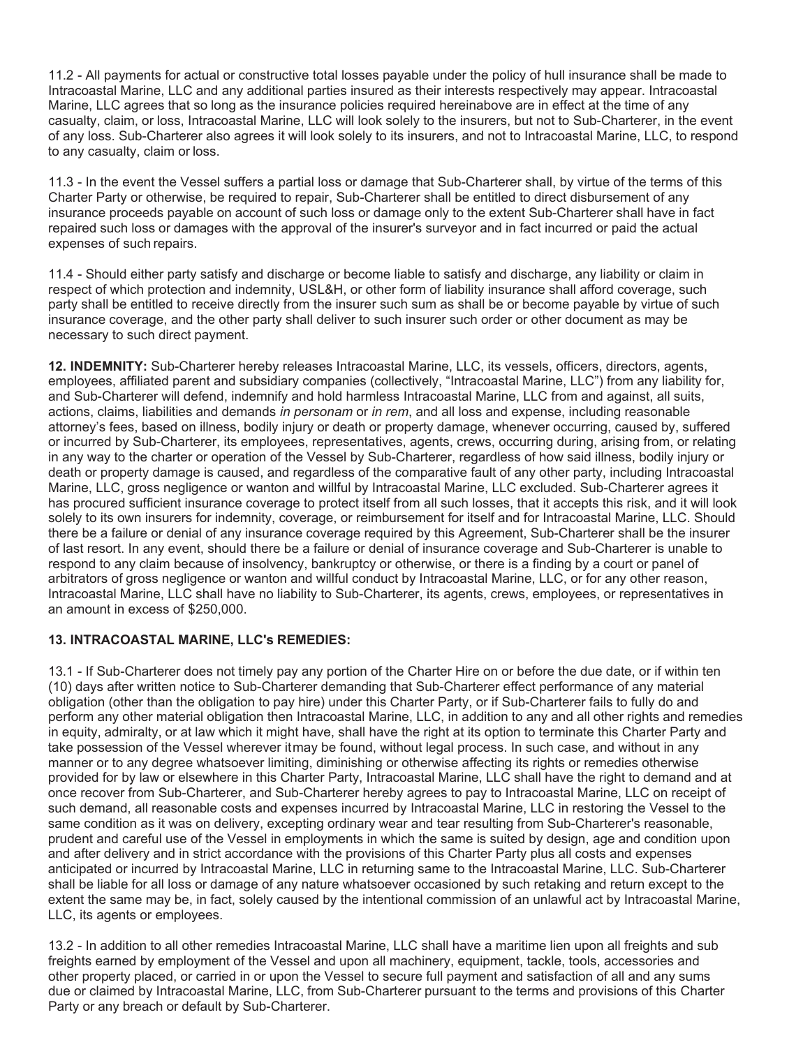11.2 - All payments for actual or constructive total losses payable under the policy of hull insurance shall be made to Intracoastal Marine, LLC and any additional parties insured as their interests respectively may appear. Intracoastal Marine, LLC agrees that so long as the insurance policies required hereinabove are in effect at the time of any casualty, claim, or loss, Intracoastal Marine, LLC will look solely to the insurers, but not to Sub-Charterer, in the event of any loss. Sub-Charterer also agrees it will look solely to its insurers, and not to Intracoastal Marine, LLC, to respond to any casualty, claim or loss.

11.3 - In the event the Vessel suffers a partial loss or damage that Sub-Charterer shall, by virtue of the terms of this Charter Party or otherwise, be required to repair, Sub-Charterer shall be entitled to direct disbursement of any insurance proceeds payable on account of such loss or damage only to the extent Sub-Charterer shall have in fact repaired such loss or damages with the approval of the insurer's surveyor and in fact incurred or paid the actual expenses of such repairs.

11.4 - Should either party satisfy and discharge or become liable to satisfy and discharge, any liability or claim in respect of which protection and indemnity, USL&H, or other form of liability insurance shall afford coverage, such party shall be entitled to receive directly from the insurer such sum as shall be or become payable by virtue of such insurance coverage, and the other party shall deliver to such insurer such order or other document as may be necessary to such direct payment.

**12. INDEMNITY:** Sub-Charterer hereby releases Intracoastal Marine, LLC, its vessels, officers, directors, agents, employees, affiliated parent and subsidiary companies (collectively, "Intracoastal Marine, LLC") from any liability for, and Sub-Charterer will defend, indemnify and hold harmless Intracoastal Marine, LLC from and against, all suits, actions, claims, liabilities and demands *in personam* or *in rem*, and all loss and expense, including reasonable attorney's fees, based on illness, bodily injury or death or property damage, whenever occurring, caused by, suffered or incurred by Sub-Charterer, its employees, representatives, agents, crews, occurring during, arising from, or relating in any way to the charter or operation of the Vessel by Sub-Charterer, regardless of how said illness, bodily injury or death or property damage is caused, and regardless of the comparative fault of any other party, including Intracoastal Marine, LLC, gross negligence or wanton and willful by Intracoastal Marine, LLC excluded. Sub-Charterer agrees it has procured sufficient insurance coverage to protect itself from all such losses, that it accepts this risk, and it will look solely to its own insurers for indemnity, coverage, or reimbursement for itself and for Intracoastal Marine, LLC. Should there be a failure or denial of any insurance coverage required by this Agreement, Sub-Charterer shall be the insurer of last resort. In any event, should there be a failure or denial of insurance coverage and Sub-Charterer is unable to respond to any claim because of insolvency, bankruptcy or otherwise, or there is a finding by a court or panel of arbitrators of gross negligence or wanton and willful conduct by Intracoastal Marine, LLC, or for any other reason, Intracoastal Marine, LLC shall have no liability to Sub-Charterer, its agents, crews, employees, or representatives in an amount in excess of $250,000.

**13. INTRACOASTAL MARINE, LLC's REMEDIES:**

13.1 - If Sub-Charterer does not timely pay any portion of the Charter Hire on or before the due date, or if within ten (10) days after written notice to Sub-Charterer demanding that Sub-Charterer effect performance of any material obligation (other than the obligation to pay hire) under this Charter Party, or if Sub-Charterer fails to fully do and perform any other material obligation then Intracoastal Marine, LLC, in addition to any and all other rights and remedies in equity, admiralty, or at law which it might have, shall have the right at its option to terminate this Charter Party and take possession of the Vessel wherever it may be found, without legal process. In such case, and without in any manner or to any degree whatsoever limiting, diminishing or otherwise affecting its rights or remedies otherwise provided for by law or elsewhere in this Charter Party, Intracoastal Marine, LLC shall have the right to demand and at once recover from Sub-Charterer, and Sub-Charterer hereby agrees to pay to Intracoastal Marine, LLC on receipt of such demand, all reasonable costs and expenses incurred by Intracoastal Marine, LLC in restoring the Vessel to the same condition as it was on delivery, excepting ordinary wear and tear resulting from Sub-Charterer's reasonable, prudent and careful use of the Vessel in employments in which the same is suited by design, age and condition upon and after delivery and in strict accordance with the provisions of this Charter Party plus all costs and expenses anticipated or incurred by Intracoastal Marine, LLC in returning same to the Intracoastal Marine, LLC. Sub-Charterer shall be liable for all loss or damage of any nature whatsoever occasioned by such retaking and return except to the extent the same may be, in fact, solely caused by the intentional commission of an unlawful act by Intracoastal Marine, LLC, its agents or employees.

13.2 - In addition to all other remedies Intracoastal Marine, LLC shall have a maritime lien upon all freights and sub freights earned by employment of the Vessel and upon all machinery, equipment, tackle, tools, accessories and other property placed, or carried in or upon the Vessel to secure full payment and satisfaction of all and any sums due or claimed by Intracoastal Marine, LLC, from Sub-Charterer pursuant to the terms and provisions of this Charter Party or any breach or default by Sub-Charterer.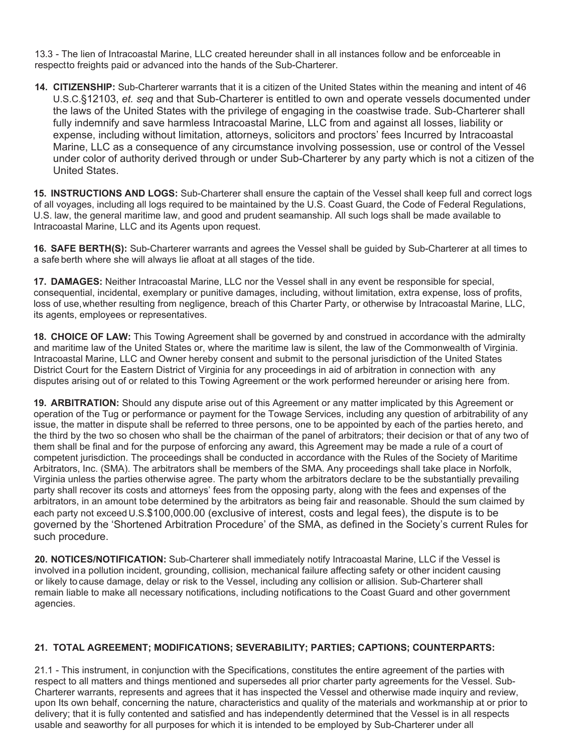13.3 - The lien of Intracoastal Marine, LLC created hereunder shall in all instances follow and be enforceable in respect to freights paid or advanced into the hands of the Sub-Charterer.

**14. CITIZENSHIP:** Sub-Charterer warrants that it is a citizen of the United States within the meaning and intent of 46 U.S.C.§12103, *et. seq* and that Sub-Charterer is entitled to own and operate vessels documented under the laws of the United States with the privilege of engaging in the coastwise trade. Sub-Charterer shall fully indemnify and save harmless Intracoastal Marine, LLC from and against all losses, liability or expense, including without limitation, attorneys, solicitors and proctors' fees Incurred by Intracoastal Marine, LLC as a consequence of any circumstance involving possession, use or control of the Vessel under color of authority derived through or under Sub-Charterer by any party which is not a citizen of the United States.

**15. INSTRUCTIONS AND LOGS:** Sub-Charterer shall ensure the captain of the Vessel shall keep full and correct logs of all voyages, including all logs required to be maintained by the U.S. Coast Guard, the Code of Federal Regulations, U.S. law, the general maritime law, and good and prudent seamanship. All such logs shall be made available to Intracoastal Marine, LLC and its Agents upon request.

**16. SAFE BERTH(S):** Sub-Charterer warrants and agrees the Vessel shall be guided by Sub-Charterer at all times to a safe berth where she will always lie afloat at all stages of the tide.

**17. DAMAGES:** Neither Intracoastal Marine, LLC nor the Vessel shall in any event be responsible for special, consequential, incidental, exemplary or punitive damages, including, without limitation, extra expense, loss of profits, loss of use, whether resulting from negligence, breach of this Charter Party, or otherwise by Intracoastal Marine, LLC, its agents, employees or representatives.

**18. CHOICE OF LAW:** This Towing Agreement shall be governed by and construed in accordance with the admiralty and maritime law of the United States or, where the maritime law is silent, the law of the Commonwealth of Virginia. Intracoastal Marine, LLC and Owner hereby consent and submit to the personal jurisdiction of the United States District Court for the Eastern District of Virginia for any proceedings in aid of arbitration in connection with any disputes arising out of or related to this Towing Agreement or the work performed hereunder or arising here from.

**19. ARBITRATION:** Should any dispute arise out of this Agreement or any matter implicated by this Agreement or operation of the Tug or performance or payment for the Towage Services, including any question of arbitrability of any issue, the matter in dispute shall be referred to three persons, one to be appointed by each of the parties hereto, and the third by the two so chosen who shall be the chairman of the panel of arbitrators; their decision or that of any two of them shall be final and for the purpose of enforcing any award, this Agreement may be made a rule of a court of competent jurisdiction. The proceedings shall be conducted in accordance with the Rules of the Society of Maritime Arbitrators, Inc. (SMA). The arbitrators shall be members of the SMA. Any proceedings shall take place in Norfolk, Virginia unless the parties otherwise agree. The party whom the arbitrators declare to be the substantially prevailing party shall recover its costs and attorneys' fees from the opposing party, along with the fees and expenses of the arbitrators, in an amount to be determined by the arbitrators as being fair and reasonable. Should the sum claimed by each party not exceed U.S.$100,000.00 (exclusive of interest, costs and legal fees), the dispute is to be governed by the 'Shortened Arbitration Procedure' of the SMA, as defined in the Society's current Rules for such procedure.

**20. NOTICES/NOTIFICATION:** Sub-Charterer shall immediately notify Intracoastal Marine, LLC if the Vessel is involved in a pollution incident, grounding, collision, mechanical failure affecting safety or other incident causing or likely to cause damage, delay or risk to the Vessel, including any collision or allision. Sub-Charterer shall remain liable to make all necessary notifications, including notifications to the Coast Guard and other government agencies.

**21. TOTAL AGREEMENT; MODIFICATIONS; SEVERABILITY; PARTIES; CAPTIONS; COUNTERPARTS:**

21.1 - This instrument, in conjunction with the Specifications, constitutes the entire agreement of the parties with respect to all matters and things mentioned and supersedes all prior charter party agreements for the Vessel. Sub-Charterer warrants, represents and agrees that it has inspected the Vessel and otherwise made inquiry and review, upon Its own behalf, concerning the nature, characteristics and quality of the materials and workmanship at or prior to delivery; that it is fully contented and satisfied and has independently determined that the Vessel is in all respects usable and seaworthy for all purposes for which it is intended to be employed by Sub-Charterer under all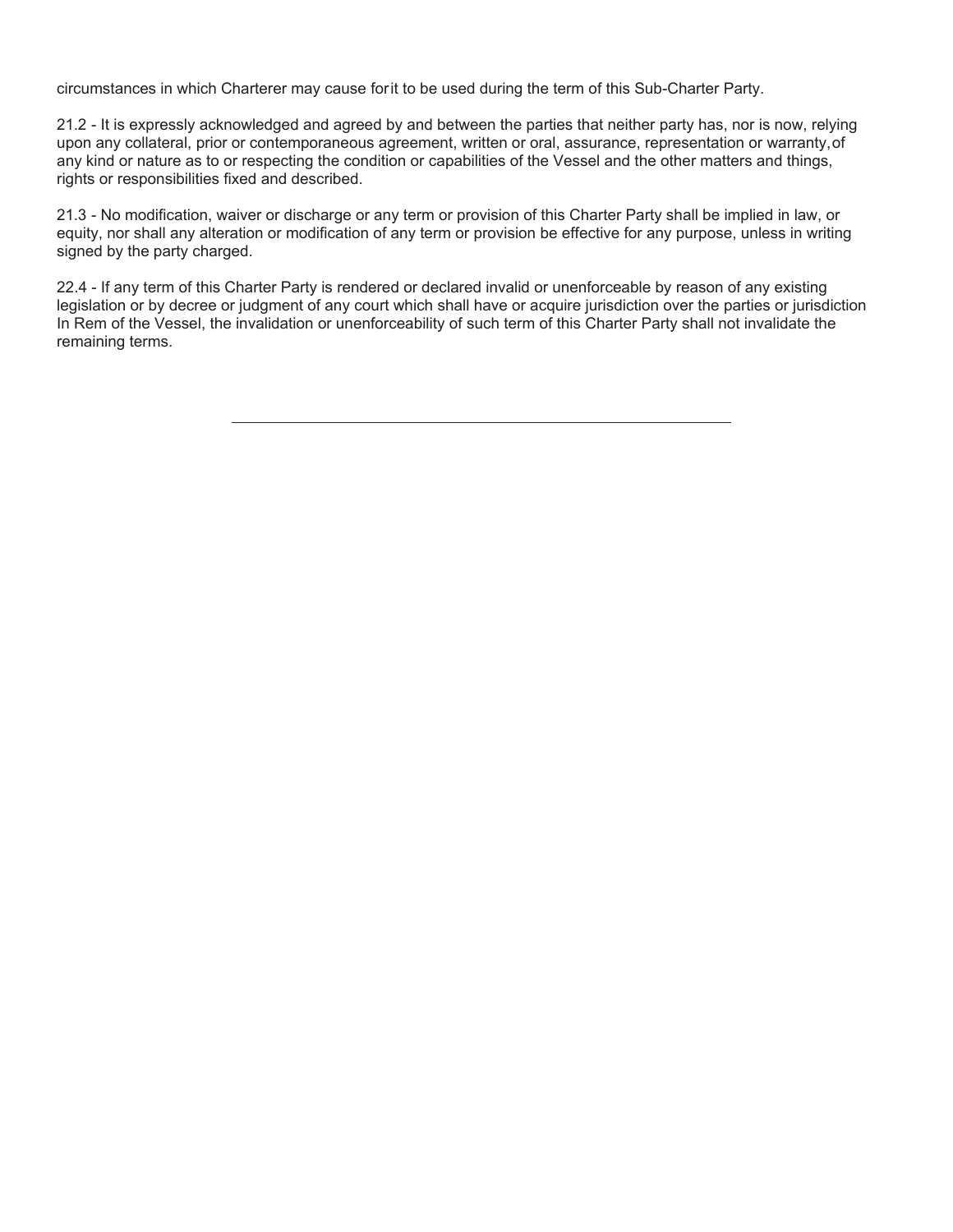circumstances in which Charterer may cause forit to be used during the term of this Sub-Charter Party.

21.2 - It is expressly acknowledged and agreed by and between the parties that neither party has, nor is now, relying upon any collateral, prior or contemporaneous agreement, written or oral, assurance, representation or warranty,of any kind or nature as to or respecting the condition or capabilities of the Vessel and the other matters and things, rights or responsibilities fixed and described.

21.3 - No modification, waiver or discharge or any term or provision of this Charter Party shall be implied in law, or equity, nor shall any alteration or modification of any term or provision be effective for any purpose, unless in writing signed by the party charged.

22.4 - If any term of this Charter Party is rendered or declared invalid or unenforceable by reason of any existing legislation or by decree or judgment of any court which shall have or acquire jurisdiction over the parties or jurisdiction In Rem of the Vessel, the invalidation or unenforceability of such term of this Charter Party shall not invalidate the remaining terms.

---